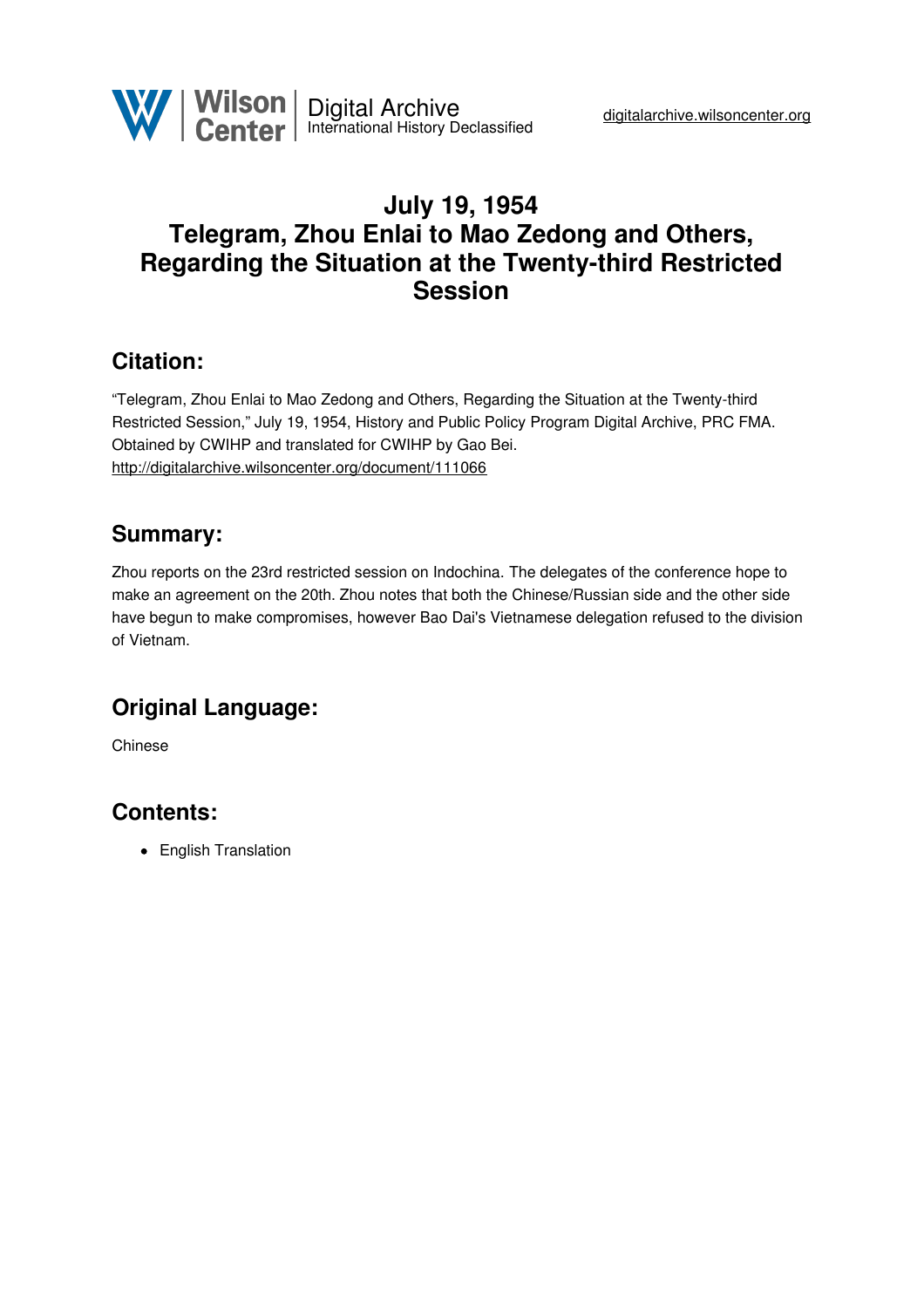# July 19, 1954
# Telegram, Zhou Enlai to Mao Zedong and Others, Regarding the Situation at the Twenty-third Restricted Session

## Citation:

"Telegram, Zhou Enlai to Mao Zedong and Others, Regarding the Situation at the Twenty-third Restricted Session," July 19, 1954, History and Public Policy Program Digital Archive, PRC FMA. Obtained by CWIHP and translated for CWIHP by Gao Bei.
http://digitalarchive.wilsoncenter.org/document/111066

## Summary:

Zhou reports on the 23rd restricted session on Indochina. The delegates of the conference hope to make an agreement on the 20th. Zhou notes that both the Chinese/Russian side and the other side have begun to make compromises, however Bao Dai's Vietnamese delegation refused to the division of Vietnam.

## Original Language:

Chinese

## Contents:

- English Translation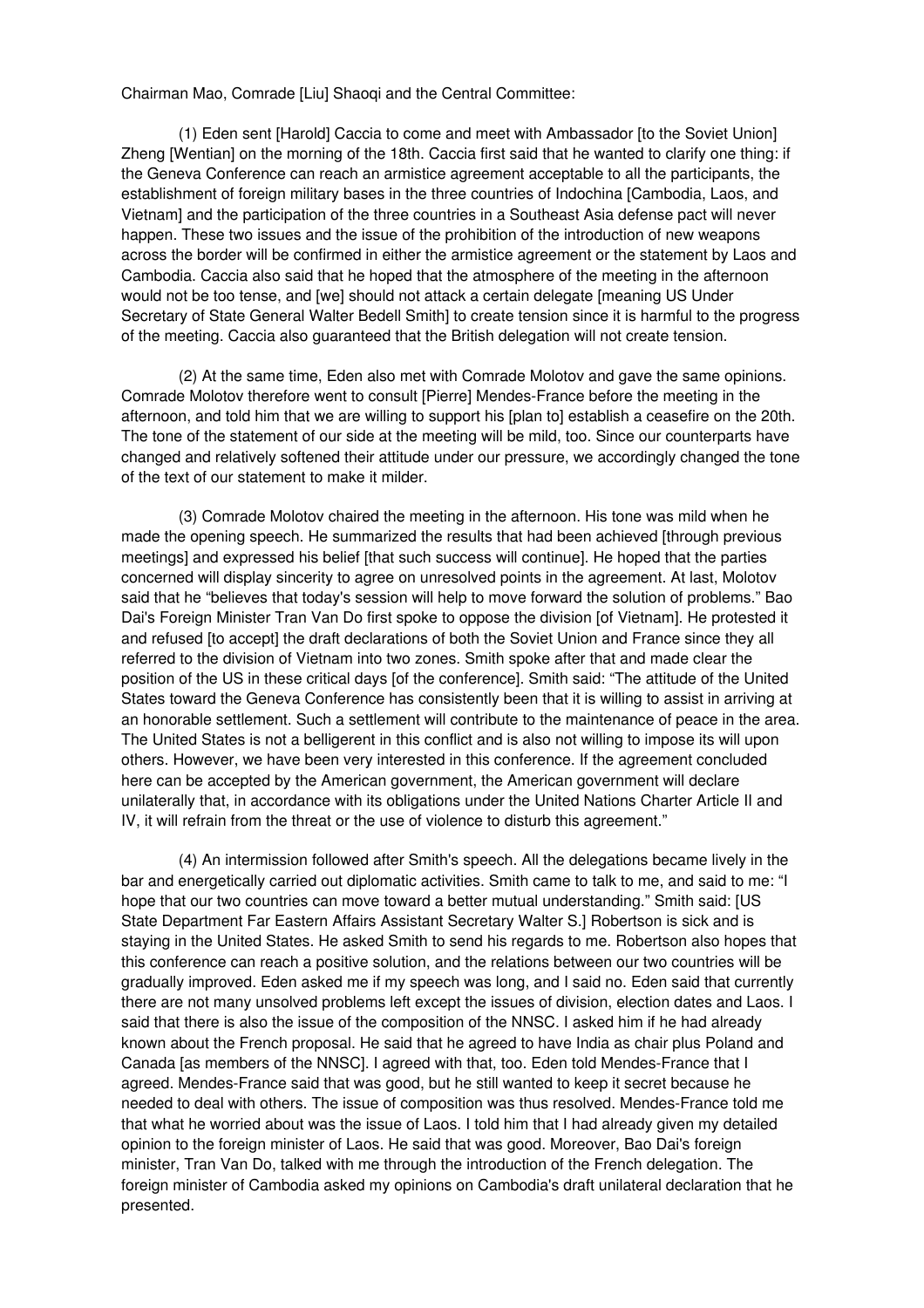Chairman Mao, Comrade [Liu] Shaoqi and the Central Committee:

(1) Eden sent [Harold] Caccia to come and meet with Ambassador [to the Soviet Union] Zheng [Wentian] on the morning of the 18th. Caccia first said that he wanted to clarify one thing: if the Geneva Conference can reach an armistice agreement acceptable to all the participants, the establishment of foreign military bases in the three countries of Indochina [Cambodia, Laos, and Vietnam] and the participation of the three countries in a Southeast Asia defense pact will never happen. These two issues and the issue of the prohibition of the introduction of new weapons across the border will be confirmed in either the armistice agreement or the statement by Laos and Cambodia. Caccia also said that he hoped that the atmosphere of the meeting in the afternoon would not be too tense, and [we] should not attack a certain delegate [meaning US Under Secretary of State General Walter Bedell Smith] to create tension since it is harmful to the progress of the meeting. Caccia also guaranteed that the British delegation will not create tension.

(2) At the same time, Eden also met with Comrade Molotov and gave the same opinions. Comrade Molotov therefore went to consult [Pierre] Mendes-France before the meeting in the afternoon, and told him that we are willing to support his [plan to] establish a ceasefire on the 20th. The tone of the statement of our side at the meeting will be mild, too. Since our counterparts have changed and relatively softened their attitude under our pressure, we accordingly changed the tone of the text of our statement to make it milder.

(3) Comrade Molotov chaired the meeting in the afternoon. His tone was mild when he made the opening speech. He summarized the results that had been achieved [through previous meetings] and expressed his belief [that such success will continue]. He hoped that the parties concerned will display sincerity to agree on unresolved points in the agreement. At last, Molotov said that he "believes that today's session will help to move forward the solution of problems." Bao Dai's Foreign Minister Tran Van Do first spoke to oppose the division [of Vietnam]. He protested it and refused [to accept] the draft declarations of both the Soviet Union and France since they all referred to the division of Vietnam into two zones. Smith spoke after that and made clear the position of the US in these critical days [of the conference]. Smith said: "The attitude of the United States toward the Geneva Conference has consistently been that it is willing to assist in arriving at an honorable settlement. Such a settlement will contribute to the maintenance of peace in the area. The United States is not a belligerent in this conflict and is also not willing to impose its will upon others. However, we have been very interested in this conference. If the agreement concluded here can be accepted by the American government, the American government will declare unilaterally that, in accordance with its obligations under the United Nations Charter Article II and IV, it will refrain from the threat or the use of violence to disturb this agreement."

(4) An intermission followed after Smith's speech. All the delegations became lively in the bar and energetically carried out diplomatic activities. Smith came to talk to me, and said to me: "I hope that our two countries can move toward a better mutual understanding." Smith said: [US State Department Far Eastern Affairs Assistant Secretary Walter S.] Robertson is sick and is staying in the United States. He asked Smith to send his regards to me. Robertson also hopes that this conference can reach a positive solution, and the relations between our two countries will be gradually improved. Eden asked me if my speech was long, and I said no. Eden said that currently there are not many unsolved problems left except the issues of division, election dates and Laos. I said that there is also the issue of the composition of the NNSC. I asked him if he had already known about the French proposal. He said that he agreed to have India as chair plus Poland and Canada [as members of the NNSC]. I agreed with that, too. Eden told Mendes-France that I agreed. Mendes-France said that was good, but he still wanted to keep it secret because he needed to deal with others. The issue of composition was thus resolved. Mendes-France told me that what he worried about was the issue of Laos. I told him that I had already given my detailed opinion to the foreign minister of Laos. He said that was good. Moreover, Bao Dai's foreign minister, Tran Van Do, talked with me through the introduction of the French delegation. The foreign minister of Cambodia asked my opinions on Cambodia's draft unilateral declaration that he presented.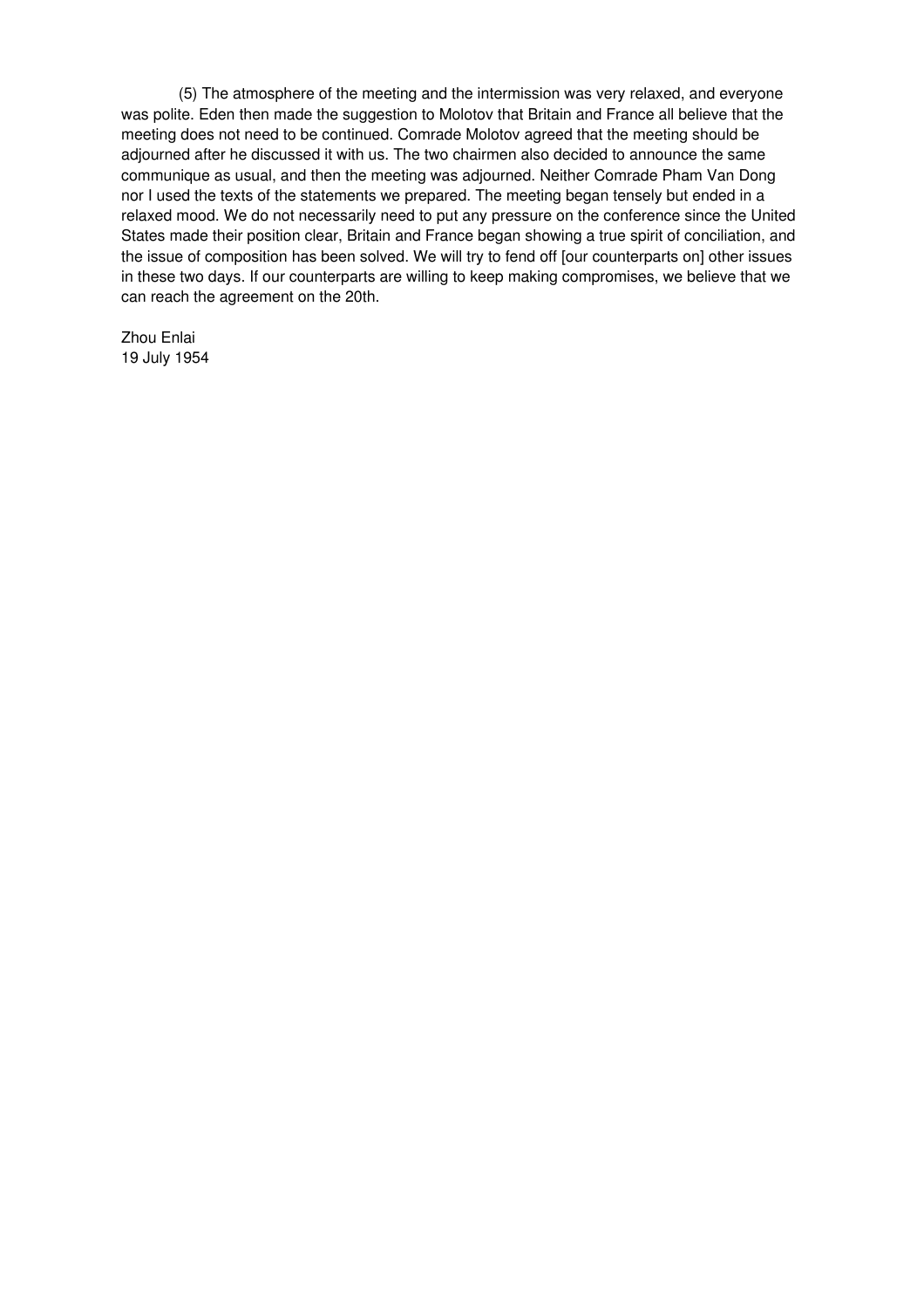(5) The atmosphere of the meeting and the intermission was very relaxed, and everyone was polite. Eden then made the suggestion to Molotov that Britain and France all believe that the meeting does not need to be continued. Comrade Molotov agreed that the meeting should be adjourned after he discussed it with us. The two chairmen also decided to announce the same communique as usual, and then the meeting was adjourned. Neither Comrade Pham Van Dong nor I used the texts of the statements we prepared. The meeting began tensely but ended in a relaxed mood. We do not necessarily need to put any pressure on the conference since the United States made their position clear, Britain and France began showing a true spirit of conciliation, and the issue of composition has been solved. We will try to fend off [our counterparts on] other issues in these two days. If our counterparts are willing to keep making compromises, we believe that we can reach the agreement on the 20th.

Zhou Enlai
19 July 1954